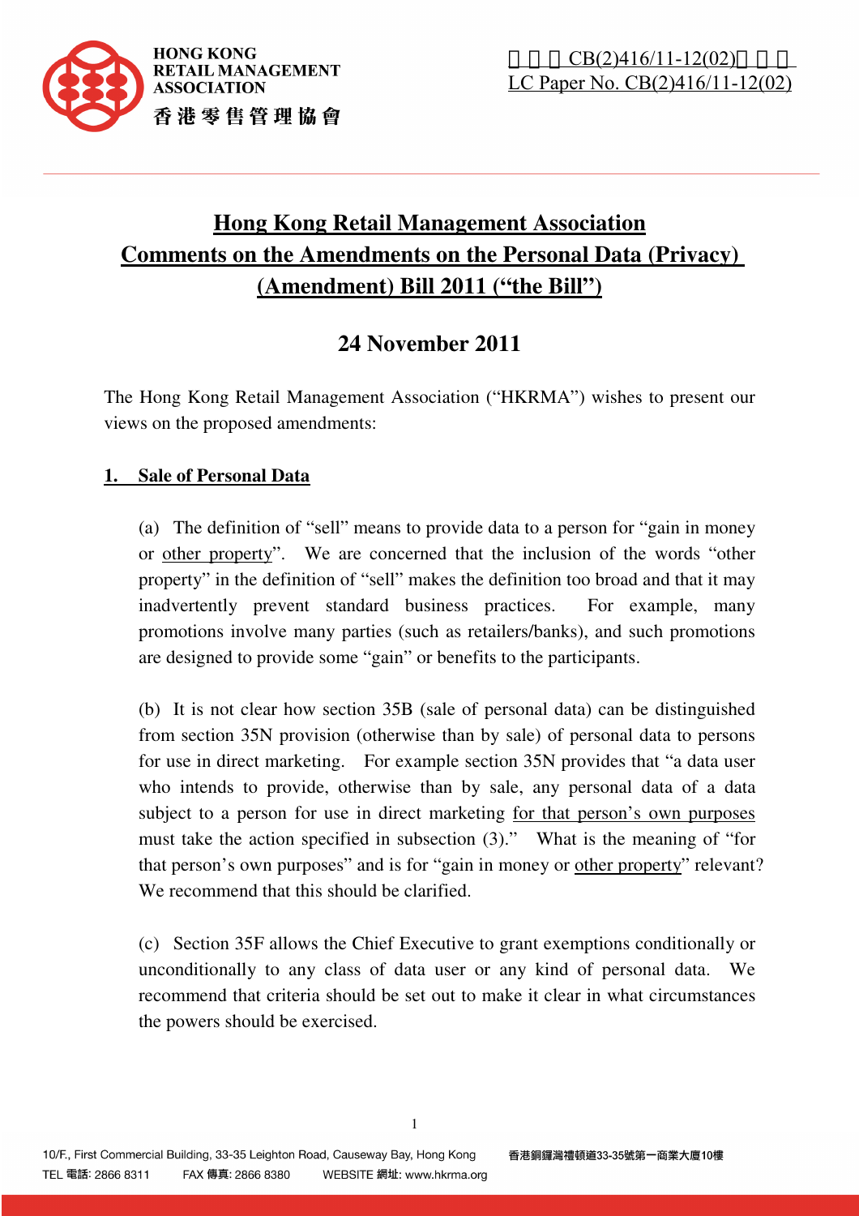HONG KONG RETAIL MANAGEMENT ASSOCIATION
香港零售管理協會

LC Paper No. CB(2)416/11-12(02)

# Hong Kong Retail Management Association Comments on the Amendments on the Personal Data (Privacy) (Amendment) Bill 2011 ("the Bill")

## 24 November 2011

The Hong Kong Retail Management Association ("HKRMA") wishes to present our views on the proposed amendments:

### 1. Sale of Personal Data

(a) The definition of "sell" means to provide data to a person for "gain in money or other property". We are concerned that the inclusion of the words "other property" in the definition of "sell" makes the definition too broad and that it may inadvertently prevent standard business practices. For example, many promotions involve many parties (such as retailers/banks), and such promotions are designed to provide some "gain" or benefits to the participants.

(b) It is not clear how section 35B (sale of personal data) can be distinguished from section 35N provision (otherwise than by sale) of personal data to persons for use in direct marketing. For example section 35N provides that "a data user who intends to provide, otherwise than by sale, any personal data of a data subject to a person for use in direct marketing for that person's own purposes must take the action specified in subsection (3)." What is the meaning of "for that person's own purposes" and is for "gain in money or other property" relevant? We recommend that this should be clarified.

(c) Section 35F allows the Chief Executive to grant exemptions conditionally or unconditionally to any class of data user or any kind of personal data. We recommend that criteria should be set out to make it clear in what circumstances the powers should be exercised.

10/F., First Commercial Building, 33-35 Leighton Road, Causeway Bay, Hong Kong 香港銅鑼灣禮頓道33-35號第一商業大廈10樓
TEL 電話: 2866 8311 FAX 傳真: 2866 8380 WEBSITE 網址: www.hkrma.org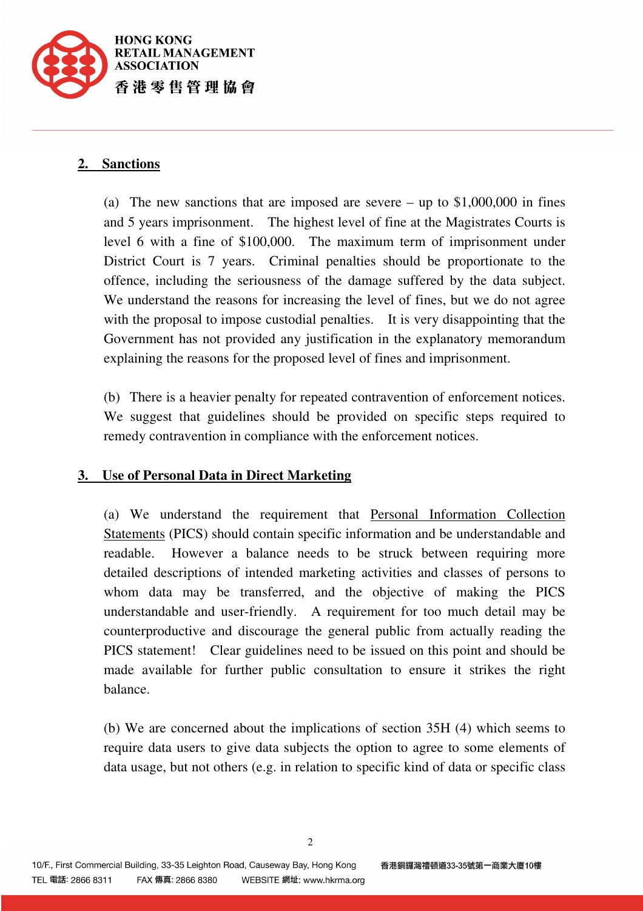## 2. Sanctions

(a) The new sanctions that are imposed are severe – up to $1,000,000 in fines and 5 years imprisonment. The highest level of fine at the Magistrates Courts is level 6 with a fine of $100,000. The maximum term of imprisonment under District Court is 7 years. Criminal penalties should be proportionate to the offence, including the seriousness of the damage suffered by the data subject. We understand the reasons for increasing the level of fines, but we do not agree with the proposal to impose custodial penalties. It is very disappointing that the Government has not provided any justification in the explanatory memorandum explaining the reasons for the proposed level of fines and imprisonment.

(b) There is a heavier penalty for repeated contravention of enforcement notices. We suggest that guidelines should be provided on specific steps required to remedy contravention in compliance with the enforcement notices.

## 3. Use of Personal Data in Direct Marketing

(a) We understand the requirement that Personal Information Collection Statements (PICS) should contain specific information and be understandable and readable. However a balance needs to be struck between requiring more detailed descriptions of intended marketing activities and classes of persons to whom data may be transferred, and the objective of making the PICS understandable and user-friendly. A requirement for too much detail may be counterproductive and discourage the general public from actually reading the PICS statement! Clear guidelines need to be issued on this point and should be made available for further public consultation to ensure it strikes the right balance.

(b) We are concerned about the implications of section 35H (4) which seems to require data users to give data subjects the option to agree to some elements of data usage, but not others (e.g. in relation to specific kind of data or specific class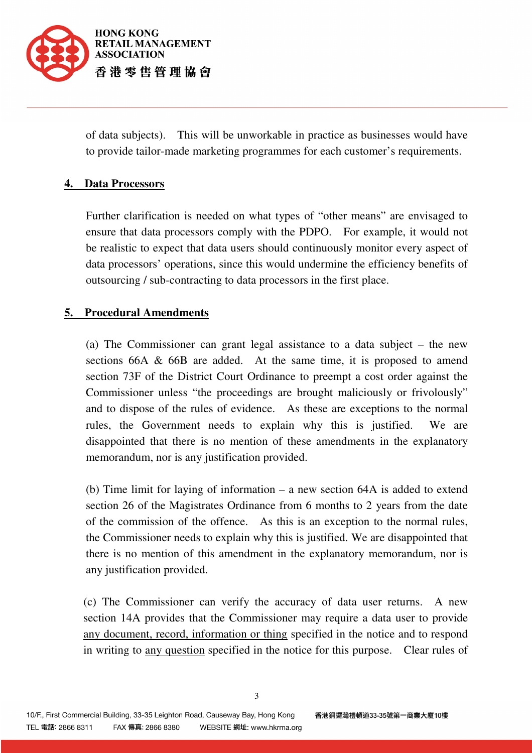of data subjects). This will be unworkable in practice as businesses would have to provide tailor-made marketing programmes for each customer's requirements.

## 4. Data Processors

Further clarification is needed on what types of "other means" are envisaged to ensure that data processors comply with the PDPO. For example, it would not be realistic to expect that data users should continuously monitor every aspect of data processors' operations, since this would undermine the efficiency benefits of outsourcing / sub-contracting to data processors in the first place.

## 5. Procedural Amendments

(a) The Commissioner can grant legal assistance to a data subject – the new sections 66A & 66B are added. At the same time, it is proposed to amend section 73F of the District Court Ordinance to preempt a cost order against the Commissioner unless "the proceedings are brought maliciously or frivolously" and to dispose of the rules of evidence. As these are exceptions to the normal rules, the Government needs to explain why this is justified. We are disappointed that there is no mention of these amendments in the explanatory memorandum, nor is any justification provided.

(b) Time limit for laying of information – a new section 64A is added to extend section 26 of the Magistrates Ordinance from 6 months to 2 years from the date of the commission of the offence. As this is an exception to the normal rules, the Commissioner needs to explain why this is justified. We are disappointed that there is no mention of this amendment in the explanatory memorandum, nor is any justification provided.

(c) The Commissioner can verify the accuracy of data user returns. A new section 14A provides that the Commissioner may require a data user to provide <u>any document, record, information or thing</u> specified in the notice and to respond in writing to <u>any question</u> specified in the notice for this purpose. Clear rules of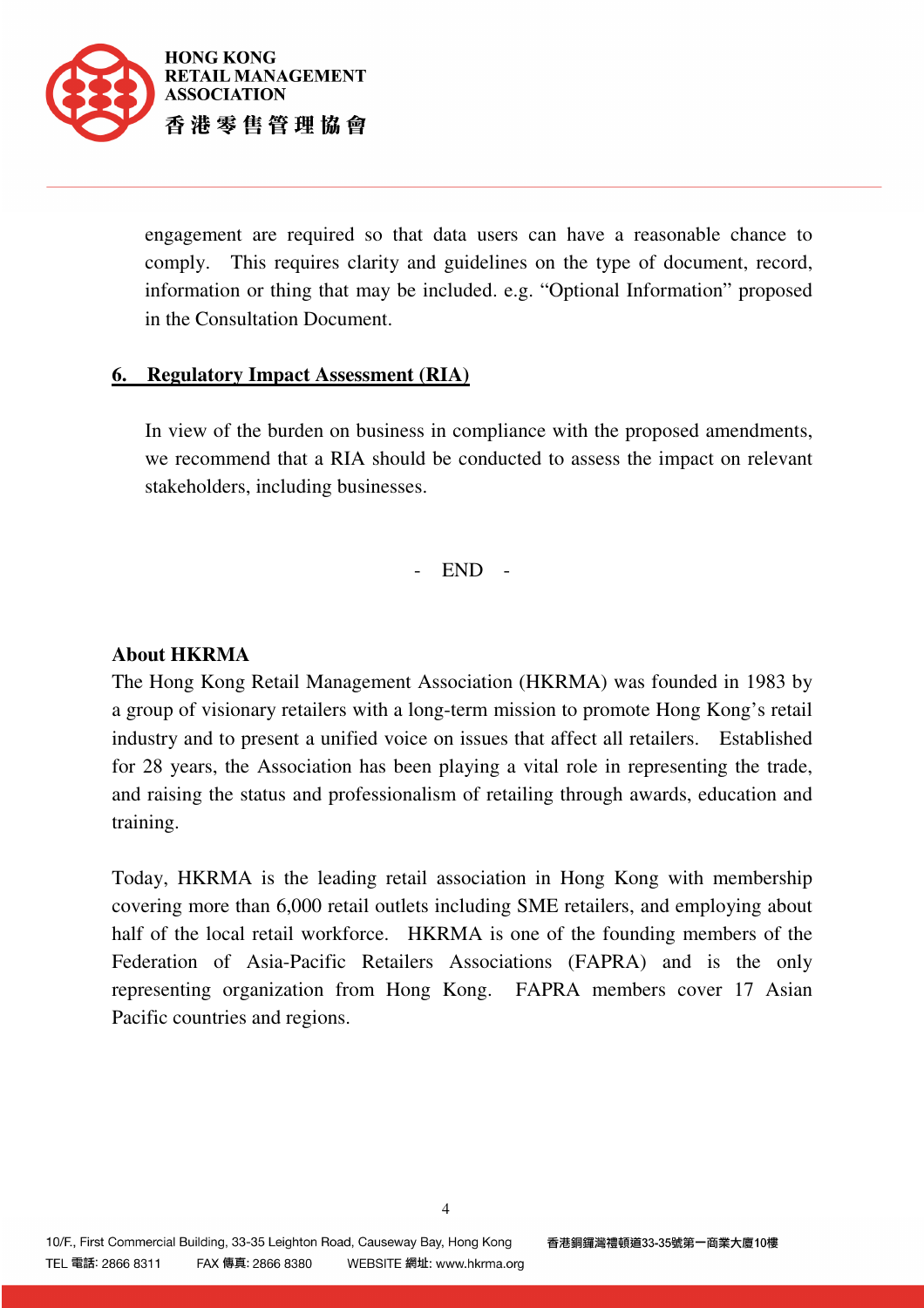engagement are required so that data users can have a reasonable chance to comply. This requires clarity and guidelines on the type of document, record, information or thing that may be included. e.g. "Optional Information" proposed in the Consultation Document.

## 6. Regulatory Impact Assessment (RIA)

In view of the burden on business in compliance with the proposed amendments, we recommend that a RIA should be conducted to assess the impact on relevant stakeholders, including businesses.

\- END -

**About HKRMA**

The Hong Kong Retail Management Association (HKRMA) was founded in 1983 by a group of visionary retailers with a long-term mission to promote Hong Kong's retail industry and to present a unified voice on issues that affect all retailers. Established for 28 years, the Association has been playing a vital role in representing the trade, and raising the status and professionalism of retailing through awards, education and training.

Today, HKRMA is the leading retail association in Hong Kong with membership covering more than 6,000 retail outlets including SME retailers, and employing about half of the local retail workforce. HKRMA is one of the founding members of the Federation of Asia-Pacific Retailers Associations (FAPRA) and is the only representing organization from Hong Kong. FAPRA members cover 17 Asian Pacific countries and regions.